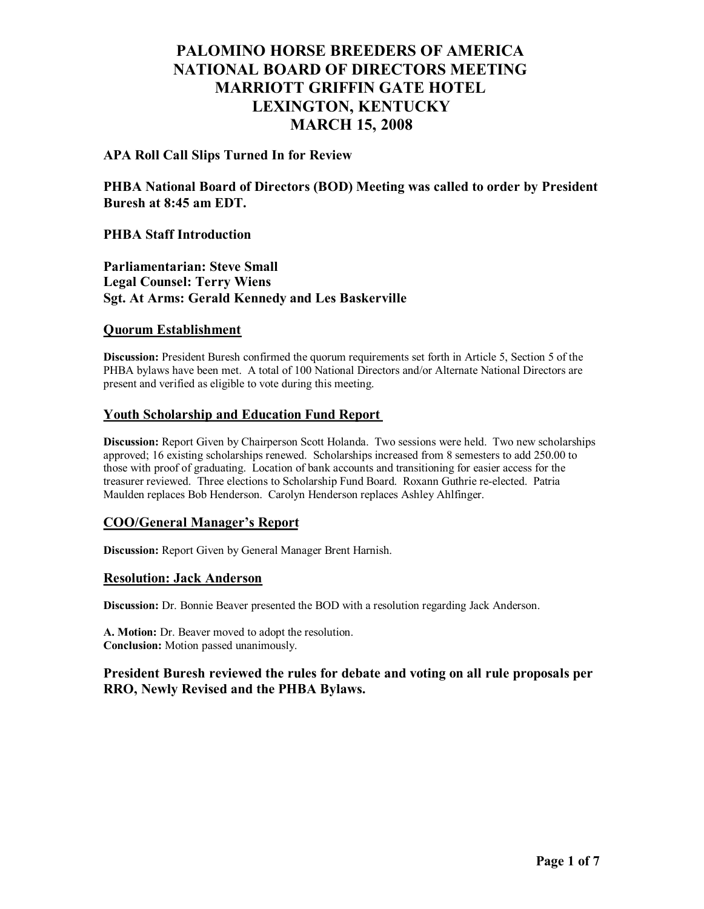# PALOMINO HORSE BREEDERS OF AMERICA
# NATIONAL BOARD OF DIRECTORS MEETING
# MARRIOTT GRIFFIN GATE HOTEL
# LEXINGTON, KENTUCKY
# MARCH 15, 2008

**APA Roll Call Slips Turned In for Review**

**PHBA National Board of Directors (BOD) Meeting was called to order by President Buresh at 8:45 am EDT.**

**PHBA Staff Introduction**

**Parliamentarian: Steve Small**
**Legal Counsel: Terry Wiens**
**Sgt. At Arms: Gerald Kennedy and Les Baskerville**

## Quorum Establishment

**Discussion:** President Buresh confirmed the quorum requirements set forth in Article 5, Section 5 of the PHBA bylaws have been met. A total of 100 National Directors and/or Alternate National Directors are present and verified as eligible to vote during this meeting.

## Youth Scholarship and Education Fund Report

**Discussion:** Report Given by Chairperson Scott Holanda. Two sessions were held. Two new scholarships approved; 16 existing scholarships renewed. Scholarships increased from 8 semesters to add 250.00 to those with proof of graduating. Location of bank accounts and transitioning for easier access for the treasurer reviewed. Three elections to Scholarship Fund Board. Roxann Guthrie re-elected. Patria Maulden replaces Bob Henderson. Carolyn Henderson replaces Ashley Ahlfinger.

## COO/General Manager's Report

**Discussion:** Report Given by General Manager Brent Harnish.

## Resolution: Jack Anderson

**Discussion:** Dr. Bonnie Beaver presented the BOD with a resolution regarding Jack Anderson.

**A. Motion:** Dr. Beaver moved to adopt the resolution.
**Conclusion:** Motion passed unanimously.

**President Buresh reviewed the rules for debate and voting on all rule proposals per RRO, Newly Revised and the PHBA Bylaws.**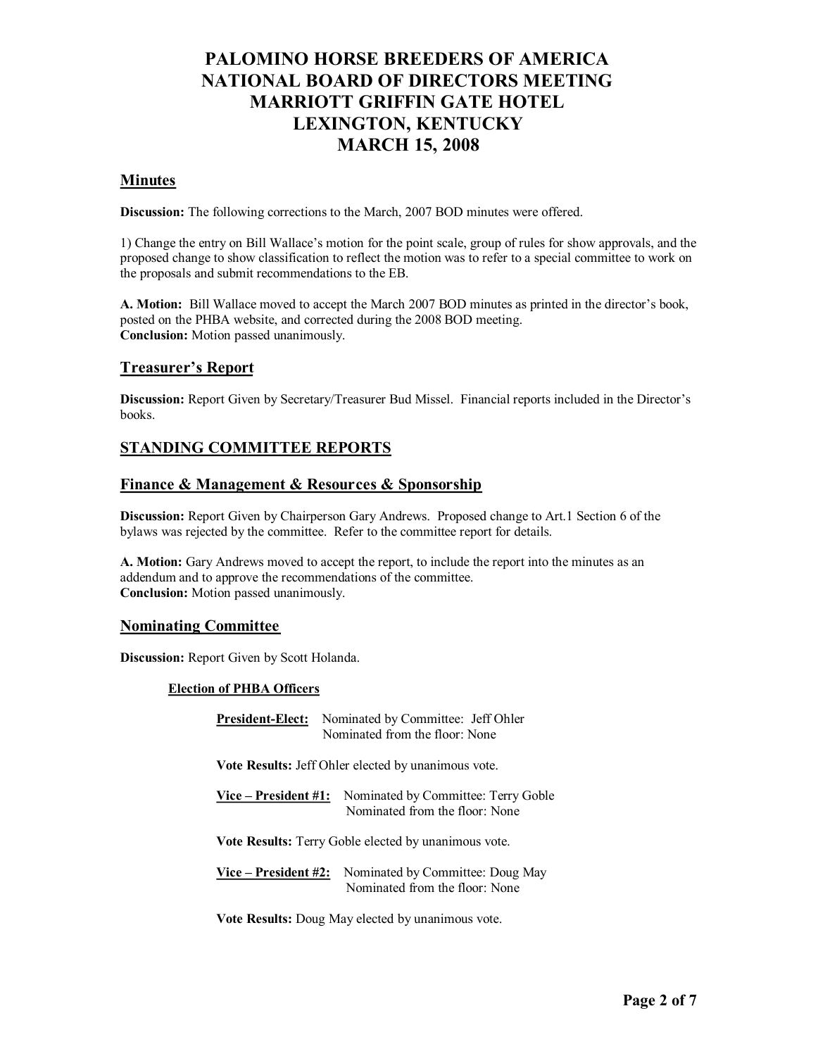# PALOMINO HORSE BREEDERS OF AMERICA
# NATIONAL BOARD OF DIRECTORS MEETING
# MARRIOTT GRIFFIN GATE HOTEL
# LEXINGTON, KENTUCKY
# MARCH 15, 2008

## Minutes

**Discussion:** The following corrections to the March, 2007 BOD minutes were offered.

1) Change the entry on Bill Wallace's motion for the point scale, group of rules for show approvals, and the proposed change to show classification to reflect the motion was to refer to a special committee to work on the proposals and submit recommendations to the EB.

**A. Motion:** Bill Wallace moved to accept the March 2007 BOD minutes as printed in the director's book, posted on the PHBA website, and corrected during the 2008 BOD meeting.
**Conclusion:** Motion passed unanimously.

## Treasurer's Report

**Discussion:** Report Given by Secretary/Treasurer Bud Missel. Financial reports included in the Director's books.

## STANDING COMMITTEE REPORTS

## Finance & Management & Resources & Sponsorship

**Discussion:** Report Given by Chairperson Gary Andrews. Proposed change to Art.1 Section 6 of the bylaws was rejected by the committee. Refer to the committee report for details.

**A. Motion:** Gary Andrews moved to accept the report, to include the report into the minutes as an addendum and to approve the recommendations of the committee.
**Conclusion:** Motion passed unanimously.

## Nominating Committee

**Discussion:** Report Given by Scott Holanda.

### Election of PHBA Officers

**President-Elect:** Nominated by Committee: Jeff Ohler
Nominated from the floor: None

**Vote Results:** Jeff Ohler elected by unanimous vote.

**Vice – President #1:** Nominated by Committee: Terry Goble
Nominated from the floor: None

**Vote Results:** Terry Goble elected by unanimous vote.

**Vice – President #2:** Nominated by Committee: Doug May
Nominated from the floor: None

**Vote Results:** Doug May elected by unanimous vote.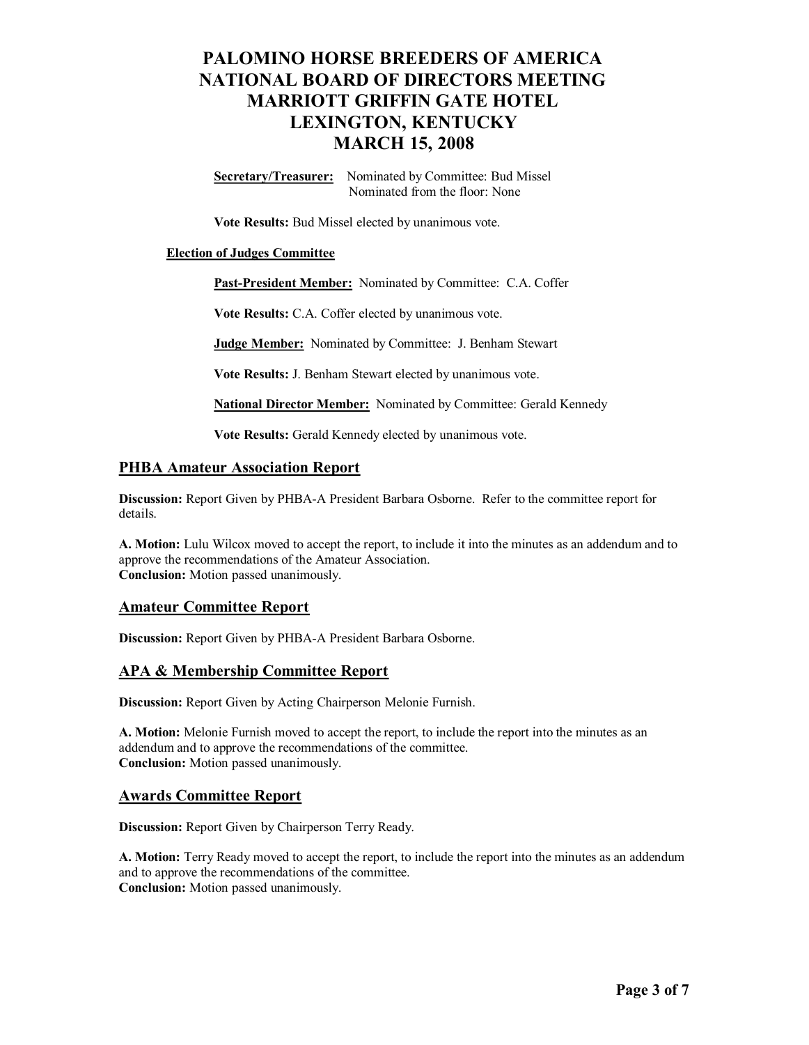**Secretary/Treasurer:** Nominated by Committee: Bud Missel
Nominated from the floor: None

**Vote Results:** Bud Missel elected by unanimous vote.

**Election of Judges Committee**

**Past-President Member:** Nominated by Committee: C.A. Coffer

**Vote Results:** C.A. Coffer elected by unanimous vote.

**Judge Member:** Nominated by Committee: J. Benham Stewart

**Vote Results:** J. Benham Stewart elected by unanimous vote.

**National Director Member:** Nominated by Committee: Gerald Kennedy

**Vote Results:** Gerald Kennedy elected by unanimous vote.

## PHBA Amateur Association Report

**Discussion:** Report Given by PHBA-A President Barbara Osborne. Refer to the committee report for details.

**A. Motion:** Lulu Wilcox moved to accept the report, to include it into the minutes as an addendum and to approve the recommendations of the Amateur Association.
**Conclusion:** Motion passed unanimously.

## Amateur Committee Report

**Discussion:** Report Given by PHBA-A President Barbara Osborne.

## APA & Membership Committee Report

**Discussion:** Report Given by Acting Chairperson Melonie Furnish.

**A. Motion:** Melonie Furnish moved to accept the report, to include the report into the minutes as an addendum and to approve the recommendations of the committee.
**Conclusion:** Motion passed unanimously.

## Awards Committee Report

**Discussion:** Report Given by Chairperson Terry Ready.

**A. Motion:** Terry Ready moved to accept the report, to include the report into the minutes as an addendum and to approve the recommendations of the committee.
**Conclusion:** Motion passed unanimously.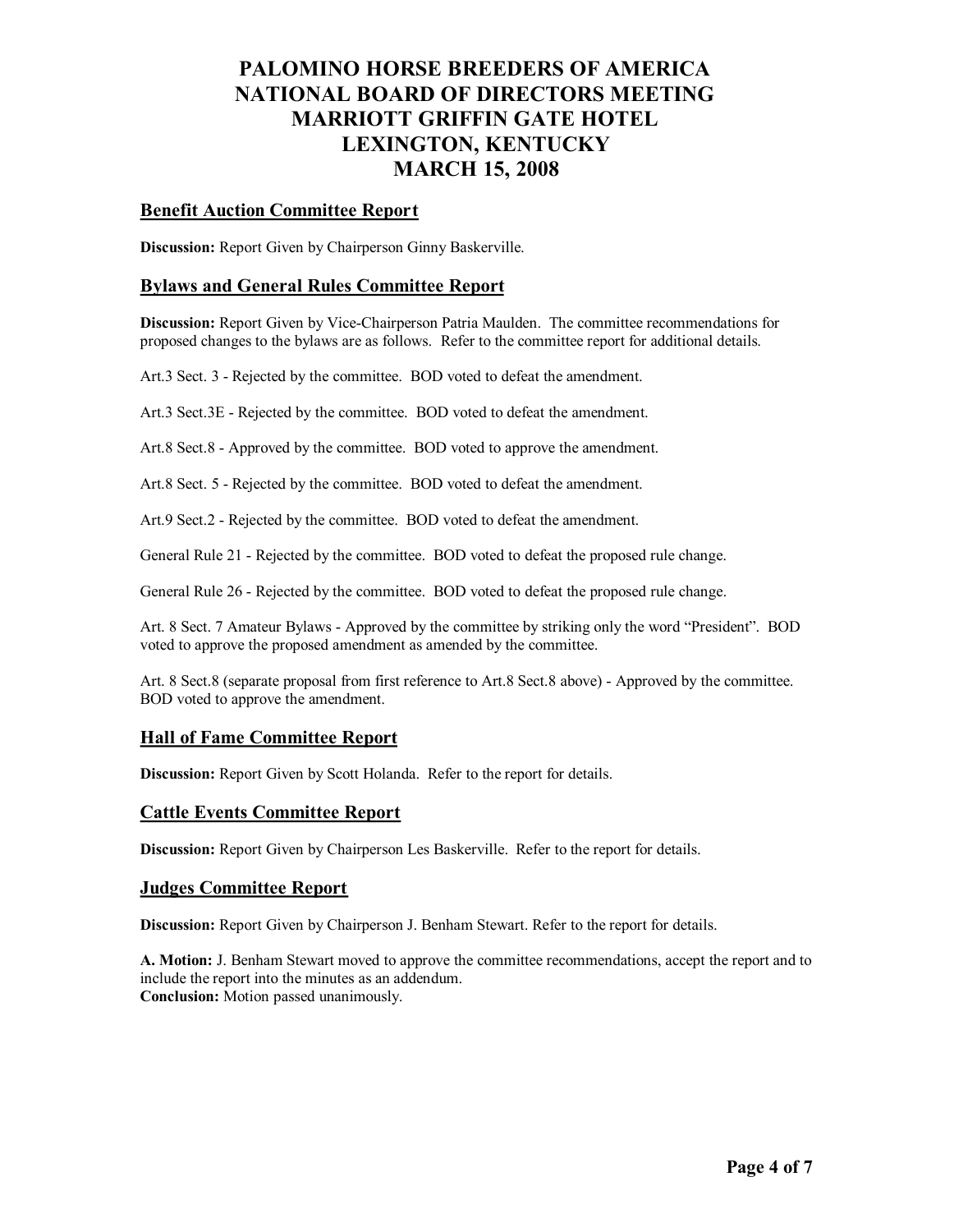# PALOMINO HORSE BREEDERS OF AMERICA
# NATIONAL BOARD OF DIRECTORS MEETING
# MARRIOTT GRIFFIN GATE HOTEL
# LEXINGTON, KENTUCKY
# MARCH 15, 2008

## Benefit Auction Committee Report

**Discussion:** Report Given by Chairperson Ginny Baskerville.

## Bylaws and General Rules Committee Report

**Discussion:** Report Given by Vice-Chairperson Patria Maulden. The committee recommendations for proposed changes to the bylaws are as follows. Refer to the committee report for additional details.

Art.3 Sect. 3 - Rejected by the committee. BOD voted to defeat the amendment.

Art.3 Sect.3E - Rejected by the committee. BOD voted to defeat the amendment.

Art.8 Sect.8 - Approved by the committee. BOD voted to approve the amendment.

Art.8 Sect. 5 - Rejected by the committee. BOD voted to defeat the amendment.

Art.9 Sect.2 - Rejected by the committee. BOD voted to defeat the amendment.

General Rule 21 - Rejected by the committee. BOD voted to defeat the proposed rule change.

General Rule 26 - Rejected by the committee. BOD voted to defeat the proposed rule change.

Art. 8 Sect. 7 Amateur Bylaws - Approved by the committee by striking only the word "President". BOD voted to approve the proposed amendment as amended by the committee.

Art. 8 Sect.8 (separate proposal from first reference to Art.8 Sect.8 above) - Approved by the committee. BOD voted to approve the amendment.

## Hall of Fame Committee Report

**Discussion:** Report Given by Scott Holanda. Refer to the report for details.

## Cattle Events Committee Report

**Discussion:** Report Given by Chairperson Les Baskerville. Refer to the report for details.

## Judges Committee Report

**Discussion:** Report Given by Chairperson J. Benham Stewart. Refer to the report for details.

**A. Motion:** J. Benham Stewart moved to approve the committee recommendations, accept the report and to include the report into the minutes as an addendum.
**Conclusion:** Motion passed unanimously.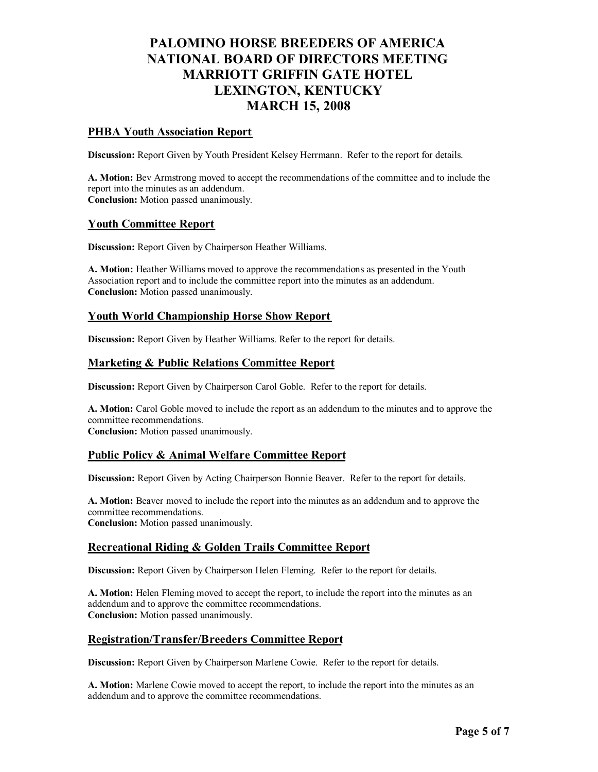# PALOMINO HORSE BREEDERS OF AMERICA
# NATIONAL BOARD OF DIRECTORS MEETING
# MARRIOTT GRIFFIN GATE HOTEL
# LEXINGTON, KENTUCKY
# MARCH 15, 2008

## PHBA Youth Association Report

**Discussion:** Report Given by Youth President Kelsey Herrmann. Refer to the report for details.

**A. Motion:** Bev Armstrong moved to accept the recommendations of the committee and to include the report into the minutes as an addendum.
**Conclusion:** Motion passed unanimously.

## Youth Committee Report

**Discussion:** Report Given by Chairperson Heather Williams.

**A. Motion:** Heather Williams moved to approve the recommendations as presented in the Youth Association report and to include the committee report into the minutes as an addendum.
**Conclusion:** Motion passed unanimously.

## Youth World Championship Horse Show Report

**Discussion:** Report Given by Heather Williams. Refer to the report for details.

## Marketing & Public Relations Committee Report

**Discussion:** Report Given by Chairperson Carol Goble. Refer to the report for details.

**A. Motion:** Carol Goble moved to include the report as an addendum to the minutes and to approve the committee recommendations.
**Conclusion:** Motion passed unanimously.

## Public Policy & Animal Welfare Committee Report

**Discussion:** Report Given by Acting Chairperson Bonnie Beaver. Refer to the report for details.

**A. Motion:** Beaver moved to include the report into the minutes as an addendum and to approve the committee recommendations.
**Conclusion:** Motion passed unanimously.

## Recreational Riding & Golden Trails Committee Report

**Discussion:** Report Given by Chairperson Helen Fleming. Refer to the report for details.

**A. Motion:** Helen Fleming moved to accept the report, to include the report into the minutes as an addendum and to approve the committee recommendations.
**Conclusion:** Motion passed unanimously.

## Registration/Transfer/Breeders Committee Report

**Discussion:** Report Given by Chairperson Marlene Cowie. Refer to the report for details.

**A. Motion:** Marlene Cowie moved to accept the report, to include the report into the minutes as an addendum and to approve the committee recommendations.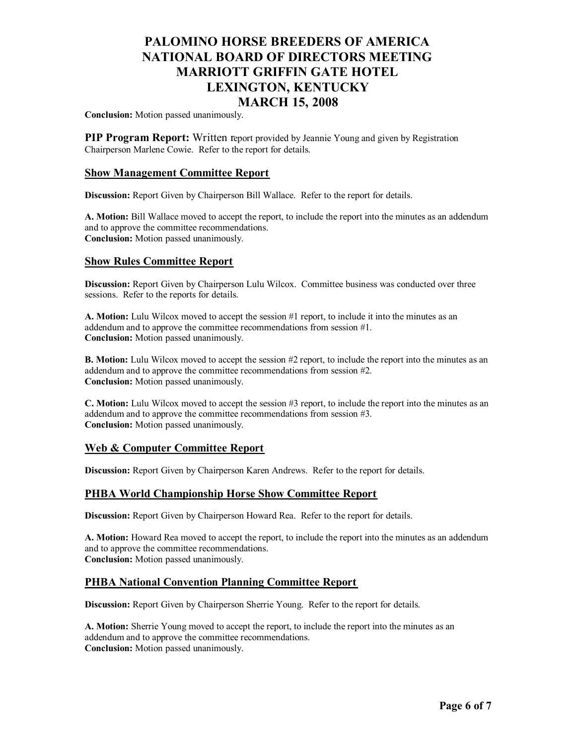**Conclusion:** Motion passed unanimously.

**PIP Program Report:** Written report provided by Jeannie Young and given by Registration Chairperson Marlene Cowie. Refer to the report for details.

## Show Management Committee Report

**Discussion:** Report Given by Chairperson Bill Wallace. Refer to the report for details.

**A. Motion:** Bill Wallace moved to accept the report, to include the report into the minutes as an addendum and to approve the committee recommendations.
**Conclusion:** Motion passed unanimously.

## Show Rules Committee Report

**Discussion:** Report Given by Chairperson Lulu Wilcox. Committee business was conducted over three sessions. Refer to the reports for details.

**A. Motion:** Lulu Wilcox moved to accept the session #1 report, to include it into the minutes as an addendum and to approve the committee recommendations from session #1.
**Conclusion:** Motion passed unanimously.

**B. Motion:** Lulu Wilcox moved to accept the session #2 report, to include the report into the minutes as an addendum and to approve the committee recommendations from session #2.
**Conclusion:** Motion passed unanimously.

**C. Motion:** Lulu Wilcox moved to accept the session #3 report, to include the report into the minutes as an addendum and to approve the committee recommendations from session #3.
**Conclusion:** Motion passed unanimously.

## Web & Computer Committee Report

**Discussion:** Report Given by Chairperson Karen Andrews. Refer to the report for details.

## PHBA World Championship Horse Show Committee Report

**Discussion:** Report Given by Chairperson Howard Rea. Refer to the report for details.

**A. Motion:** Howard Rea moved to accept the report, to include the report into the minutes as an addendum and to approve the committee recommendations.
**Conclusion:** Motion passed unanimously.

## PHBA National Convention Planning Committee Report

**Discussion:** Report Given by Chairperson Sherrie Young. Refer to the report for details.

**A. Motion:** Sherrie Young moved to accept the report, to include the report into the minutes as an addendum and to approve the committee recommendations.
**Conclusion:** Motion passed unanimously.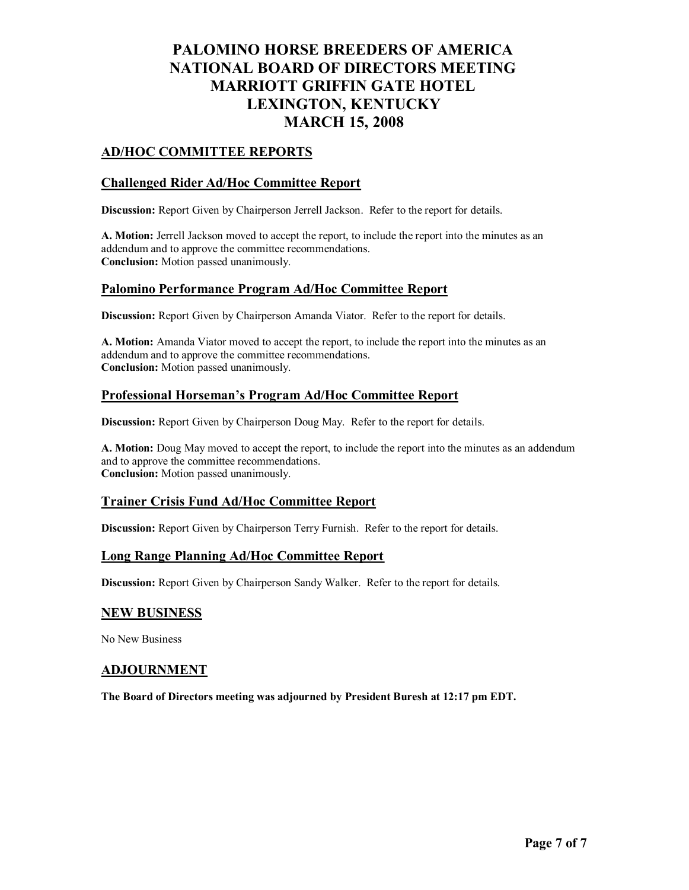# PALOMINO HORSE BREEDERS OF AMERICA
# NATIONAL BOARD OF DIRECTORS MEETING
# MARRIOTT GRIFFIN GATE HOTEL
# LEXINGTON, KENTUCKY
# MARCH 15, 2008

## AD/HOC COMMITTEE REPORTS

### Challenged Rider Ad/Hoc Committee Report

**Discussion:** Report Given by Chairperson Jerrell Jackson. Refer to the report for details.

**A. Motion:** Jerrell Jackson moved to accept the report, to include the report into the minutes as an addendum and to approve the committee recommendations.
**Conclusion:** Motion passed unanimously.

### Palomino Performance Program Ad/Hoc Committee Report

**Discussion:** Report Given by Chairperson Amanda Viator. Refer to the report for details.

**A. Motion:** Amanda Viator moved to accept the report, to include the report into the minutes as an addendum and to approve the committee recommendations.
**Conclusion:** Motion passed unanimously.

### Professional Horseman's Program Ad/Hoc Committee Report

**Discussion:** Report Given by Chairperson Doug May. Refer to the report for details.

**A. Motion:** Doug May moved to accept the report, to include the report into the minutes as an addendum and to approve the committee recommendations.
**Conclusion:** Motion passed unanimously.

### Trainer Crisis Fund Ad/Hoc Committee Report

**Discussion:** Report Given by Chairperson Terry Furnish. Refer to the report for details.

### Long Range Planning Ad/Hoc Committee Report

**Discussion:** Report Given by Chairperson Sandy Walker. Refer to the report for details.

## NEW BUSINESS

No New Business

## ADJOURNMENT

**The Board of Directors meeting was adjourned by President Buresh at 12:17 pm EDT.**